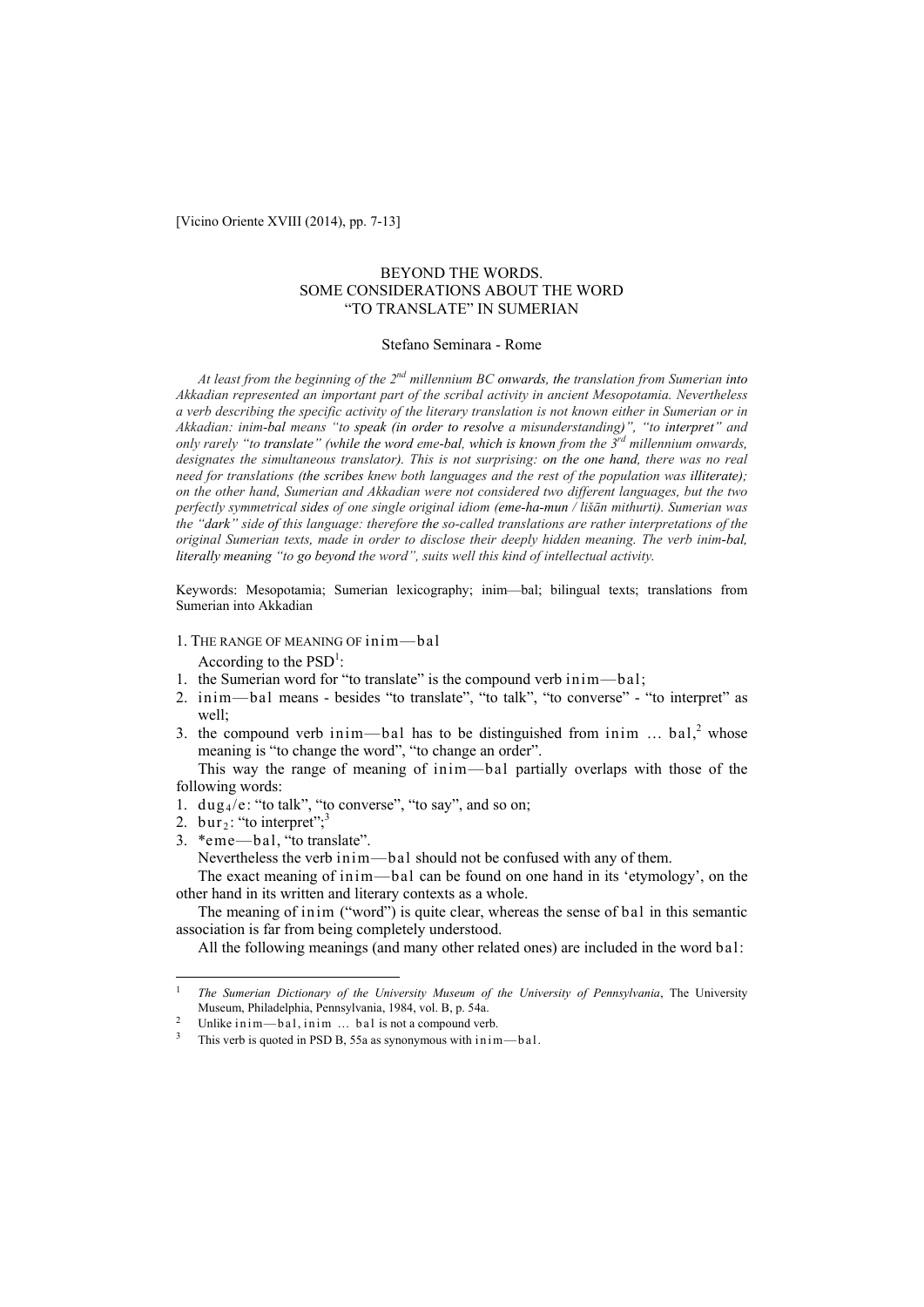[Vicino Oriente XVIII (2014), pp. 7-13]

# BEYOND THE WORDS. SOME CONSIDERATIONS ABOUT THE WORD "TO TRANSLATE" IN SUMERIAN

Stefano Seminara - Rome

*At least from the beginning of the 2nd millennium BC onwards, the translation from Sumerian into Akkadian represented an important part of the scribal activity in ancient Mesopotamia. Nevertheless a verb describing the specific activity of the literary translation is not known either in Sumerian or in Akkadian: inim-bal means "to speak (in order to resolve a misunderstanding)", "to interpret" and only rarely "to translate" (while the word eme-bal, which is known from the 3rd millennium onwards, designates the simultaneous translator). This is not surprising: on the one hand, there was no real need for translations (the scribes knew both languages and the rest of the population was illiterate); on the other hand, Sumerian and Akkadian were not considered two different languages, but the two perfectly symmetrical sides of one single original idiom (eme-ha-mun / lišān mithurti). Sumerian was the "dark" side of this language: therefore the so-called translations are rather interpretations of the original Sumerian texts, made in order to disclose their deeply hidden meaning. The verb inim-bal, literally meaning "to go beyond the word", suits well this kind of intellectual activity.*

Keywords: Mesopotamia; Sumerian lexicography; inim—bal; bilingual texts; translations from Sumerian into Akkadian

## 1. The range of meaning of inim—bal

According to the PSD[1]:

1. the Sumerian word for "to translate" is the compound verb inim—bal;
2. inim—bal means - besides "to translate", "to talk", "to converse" - "to interpret" as well;
3. the compound verb inim—bal has to be distinguished from inim … bal,[2] whose meaning is "to change the word", "to change an order".

This way the range of meaning of inim—bal partially overlaps with those of the following words:

1. $dug_4$/e: "to talk", "to converse", "to say", and so on;
2. $bur_2$: "to interpret";[3]
3. *eme—bal, "to translate".

Nevertheless the verb inim—bal should not be confused with any of them.

The exact meaning of inim—bal can be found on one hand in its 'etymology', on the other hand in its written and literary contexts as a whole.

The meaning of inim ("word") is quite clear, whereas the sense of bal in this semantic association is far from being completely understood.

All the following meanings (and many other related ones) are included in the word bal:

---

[1] *The Sumerian Dictionary of the University Museum of the University of Pennsylvania*, The University Museum, Philadelphia, Pennsylvania, 1984, vol. B, p. 54a.

[2] Unlike inim—bal, inim … bal is not a compound verb.

[3] This verb is quoted in PSD B, 55a as synonymous with inim—bal.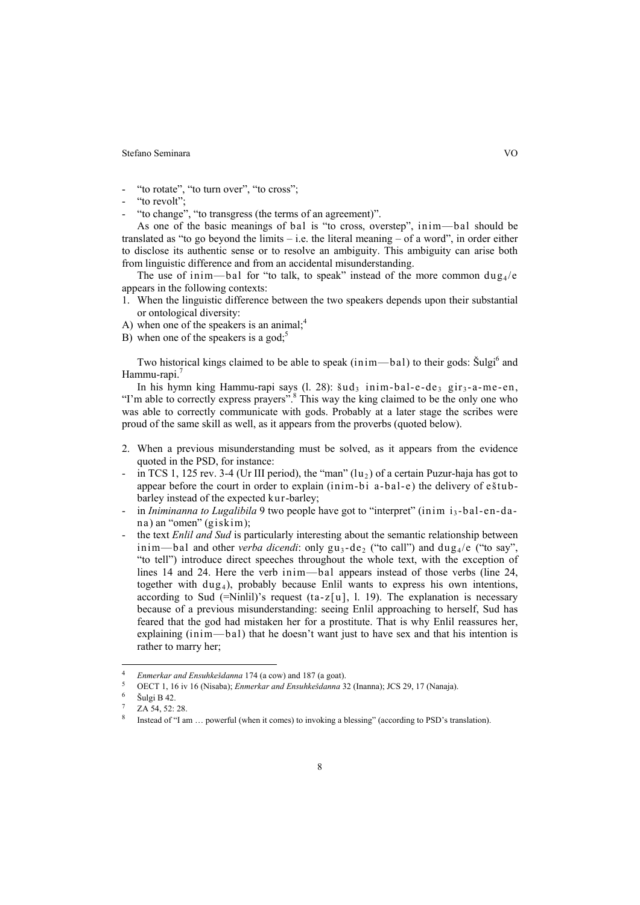- "to rotate", "to turn over", "to cross";
- "to revolt";
- "to change", "to transgress (the terms of an agreement)".

As one of the basic meanings of bal is "to cross, overstep", inim—bal should be translated as "to go beyond the limits – i.e. the literal meaning – of a word", in order either to disclose its authentic sense or to resolve an ambiguity. This ambiguity can arise both from linguistic difference and from an accidental misunderstanding.

The use of inim—bal for "to talk, to speak" instead of the more common $dug_4$/e appears in the following contexts:

1. When the linguistic difference between the two speakers depends upon their substantial or ontological diversity:

A) when one of the speakers is an animal;[4]

B) when one of the speakers is a god;[5]

Two historical kings claimed to be able to speak (inim—bal) to their gods: Šulgi[6] and Hammu-rapi.[7]

In his hymn king Hammu-rapi says (l. 28): $šud_3$ inim-bal-e-$de_3$ $gir_3$-a-me-en, "I'm able to correctly express prayers".[8] This way the king claimed to be the only one who was able to correctly communicate with gods. Probably at a later stage the scribes were proud of the same skill as well, as it appears from the proverbs (quoted below).

2. When a previous misunderstanding must be solved, as it appears from the evidence quoted in the PSD, for instance:

- in TCS 1, 125 rev. 3-4 (Ur III period), the "man" ($lu_2$) of a certain Puzur-haja has got to appear before the court in order to explain (inim-bi a-bal-e) the delivery of eštub-barley instead of the expected kur-barley;
- in *Iminanna to Lugalibila* 9 two people have got to "interpret" (inim $i_3$-bal-en-da-na) an "omen" (giskim);
- the text *Enlil and Sud* is particularly interesting about the semantic relationship between inim—bal and other *verba dicendi*: only $gu_3$-$de_2$ ("to call") and $dug_4$/e ("to say", "to tell") introduce direct speeches throughout the whole text, with the exception of lines 14 and 24. Here the verb inim—bal appears instead of those verbs (line 24, together with $dug_4$), probably because Enlil wants to express his own intentions, according to Sud (=Ninlil)'s request (ta-z[u], l. 19). The explanation is necessary because of a previous misunderstanding: seeing Enlil approaching to herself, Sud has feared that the god had mistaken her for a prostitute. That is why Enlil reassures her, explaining (inim—bal) that he doesn't want just to have sex and that his intention is rather to marry her;

---

[4] *Enmerkar and Ensuhkešdanna* 174 (a cow) and 187 (a goat).

[5] OECT 1, 16 iv 16 (Nisaba); *Enmerkar and Ensuhkešdanna* 32 (Inanna); JCS 29, 17 (Nanaja).

[6] Šulgi B 42.

[7] ZA 54, 52: 28.

[8] Instead of "I am … powerful (when it comes) to invoking a blessing" (according to PSD's translation).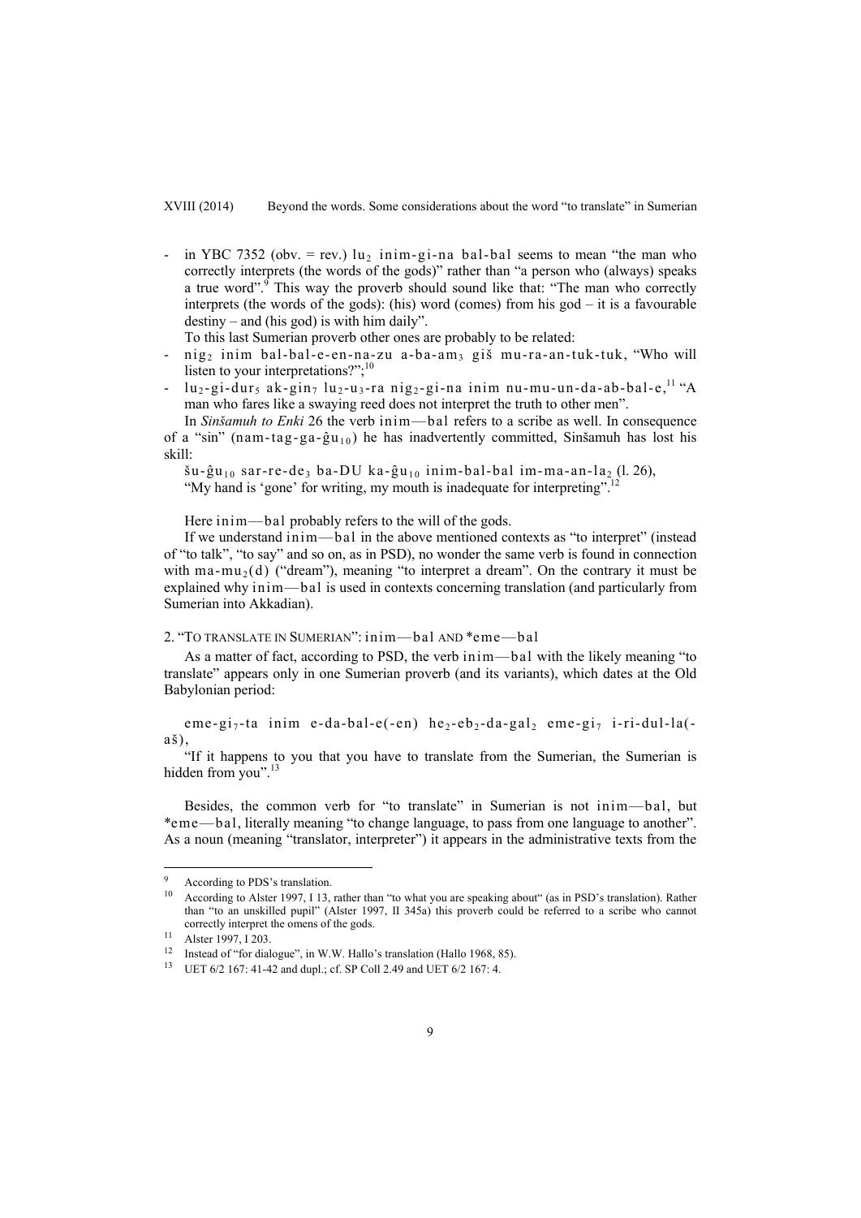- in YBC 7352 (obv. = rev.) $lu_2$ inim-gi-na bal-bal seems to mean "the man who correctly interprets (the words of the gods)" rather than "a person who (always) speaks a true word".[9] This way the proverb should sound like that: "The man who correctly interprets (the words of the gods): (his) word (comes) from his god – it is a favourable destiny – and (his god) is with him daily".

  To this last Sumerian proverb other ones are probably to be related:

- $nig_2$ inim bal-bal-e-en-na-zu a-ba-$am_3$ giš mu-ra-an-tuk-tuk, "Who will listen to your interpretations?";[10]
- $lu_2$-gi-$dur_5$ ak-$gin_7$ $lu_2$-$u_3$-ra $nig_2$-gi-na inim nu-mu-un-da-ab-bal-e,[11] "A man who fares like a swaying reed does not interpret the truth to other men".

In *Sinšamuh to Enki* 26 the verb inim—bal refers to a scribe as well. In consequence of a "sin" (nam-tag-ga-$\hat{g}u_{10}$) he has inadvertently committed, Sinšamuh has lost his skill:

šu-$\hat{g}u_{10}$ sar-re-$de_3$ ba-DU ka-$\hat{g}u_{10}$ inim-bal-bal im-ma-an-$la_2$ (l. 26),
"My hand is 'gone' for writing, my mouth is inadequate for interpreting".[12]

Here inim—bal probably refers to the will of the gods.

If we understand inim—bal in the above mentioned contexts as "to interpret" (instead of "to talk", "to say" and so on, as in PSD), no wonder the same verb is found in connection with ma-$mu_2$(d) ("dream"), meaning "to interpret a dream". On the contrary it must be explained why inim—bal is used in contexts concerning translation (and particularly from Sumerian into Akkadian).

## 2. "To translate in Sumerian": inim—bal and *eme—bal

As a matter of fact, according to PSD, the verb inim—bal with the likely meaning "to translate" appears only in one Sumerian proverb (and its variants), which dates at the Old Babylonian period:

eme-$gi_7$-ta inim e-da-bal-e(-en) $he_2$-$eb_2$-da-$gal_2$ eme-$gi_7$ i-ri-dul-la(-aš),

"If it happens to you that you have to translate from the Sumerian, the Sumerian is hidden from you".[13]

Besides, the common verb for "to translate" in Sumerian is not inim—bal, but *eme—bal, literally meaning "to change language, to pass from one language to another". As a noun (meaning "translator, interpreter") it appears in the administrative texts from the

---

[9] According to PDS's translation.

[10] According to Alster 1997, I 13, rather than "to what you are speaking about" (as in PSD's translation). Rather than "to an unskilled pupil" (Alster 1997, II 345a) this proverb could be referred to a scribe who cannot correctly interpret the omens of the gods.

[11] Alster 1997, I 203.

[12] Instead of "for dialogue", in W.W. Hallo's translation (Hallo 1968, 85).

[13] UET 6/2 167: 41-42 and dupl.; cf. SP Coll 2.49 and UET 6/2 167: 4.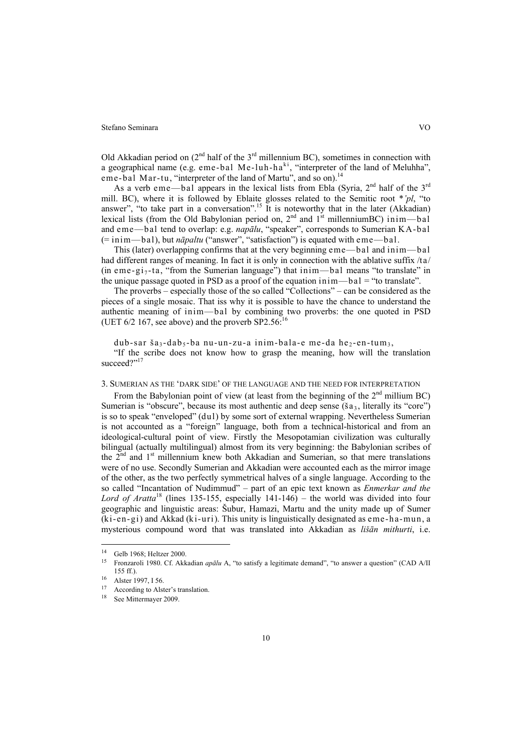Old Akkadian period on (2nd half of the 3rd millennium BC), sometimes in connection with a geographical name (e.g. eme-bal Me-luh-ha$^{ki}$, "interpreter of the land of Meluhha", eme-bal Mar-tu, "interpreter of the land of Martu", and so on).[14]

As a verb eme—bal appears in the lexical lists from Ebla (Syria, 2nd half of the 3rd mill. BC), where it is followed by Eblaite glosses related to the Semitic root *'*pl*, "to answer", "to take part in a conversation".[15] It is noteworthy that in the later (Akkadian) lexical lists (from the Old Babylonian period on, 2nd and 1st millenniumBC) inim—bal and eme—bal tend to overlap: e.g. *napālu*, "speaker", corresponds to Sumerian KA-bal (= inim—bal), but *nāpaltu* ("answer", "satisfaction") is equated with eme—bal.

This (later) overlapping confirms that at the very beginning eme—bal and inim—bal had different ranges of meaning. In fact it is only in connection with the ablative suffix /ta/ (in eme-gi$_7$-ta, "from the Sumerian language") that inim—bal means "to translate" in the unique passage quoted in PSD as a proof of the equation inim—bal = "to translate".

The proverbs – especially those of the so called "Collections" – can be considered as the pieces of a single mosaic. That iss why it is possible to have the chance to understand the authentic meaning of inim—bal by combining two proverbs: the one quoted in PSD (UET 6/2 167, see above) and the proverb SP2.56:[16]

dub-sar ša$_3$-dab$_5$-ba nu-un-zu-a inim-bala-e me-da he$_2$-en-tum$_3$,

"If the scribe does not know how to grasp the meaning, how will the translation succeed?"[17]

## 3. Sumerian as the 'dark side' of the language and the need for interpretation

From the Babylonian point of view (at least from the beginning of the 2nd millium BC) Sumerian is "obscure", because its most authentic and deep sense (ša$_3$, literally its "core") is so to speak "enveloped" (dul) by some sort of external wrapping. Nevertheless Sumerian is not accounted as a "foreign" language, both from a technical-historical and from an ideological-cultural point of view. Firstly the Mesopotamian civilization was culturally bilingual (actually multilingual) almost from its very beginning: the Babylonian scribes of the 2nd and 1st millennium knew both Akkadian and Sumerian, so that mere translations were of no use. Secondly Sumerian and Akkadian were accounted each as the mirror image of the other, as the two perfectly symmetrical halves of a single language. According to the so called "Incantation of Nudimmud" – part of an epic text known as *Enmerkar and the Lord of Aratta*[18] (lines 135-155, especially 141-146) – the world was divided into four geographic and linguistic areas: Šubur, Hamazi, Martu and the unity made up of Sumer (ki-en-gi) and Akkad (ki-uri). This unity is linguistically designated as eme-ha-mun, a mysterious compound word that was translated into Akkadian as *lišān mithurti*, i.e.

---

[14] Gelb 1968; Heltzer 2000.

[15] Fronzaroli 1980. Cf. Akkadian *apālu* A, "to satisfy a legitimate demand", "to answer a question" (CAD A/II 155 ff.).

[16] Alster 1997, I 56.

[17] According to Alster's translation.

[18] See Mittermayer 2009.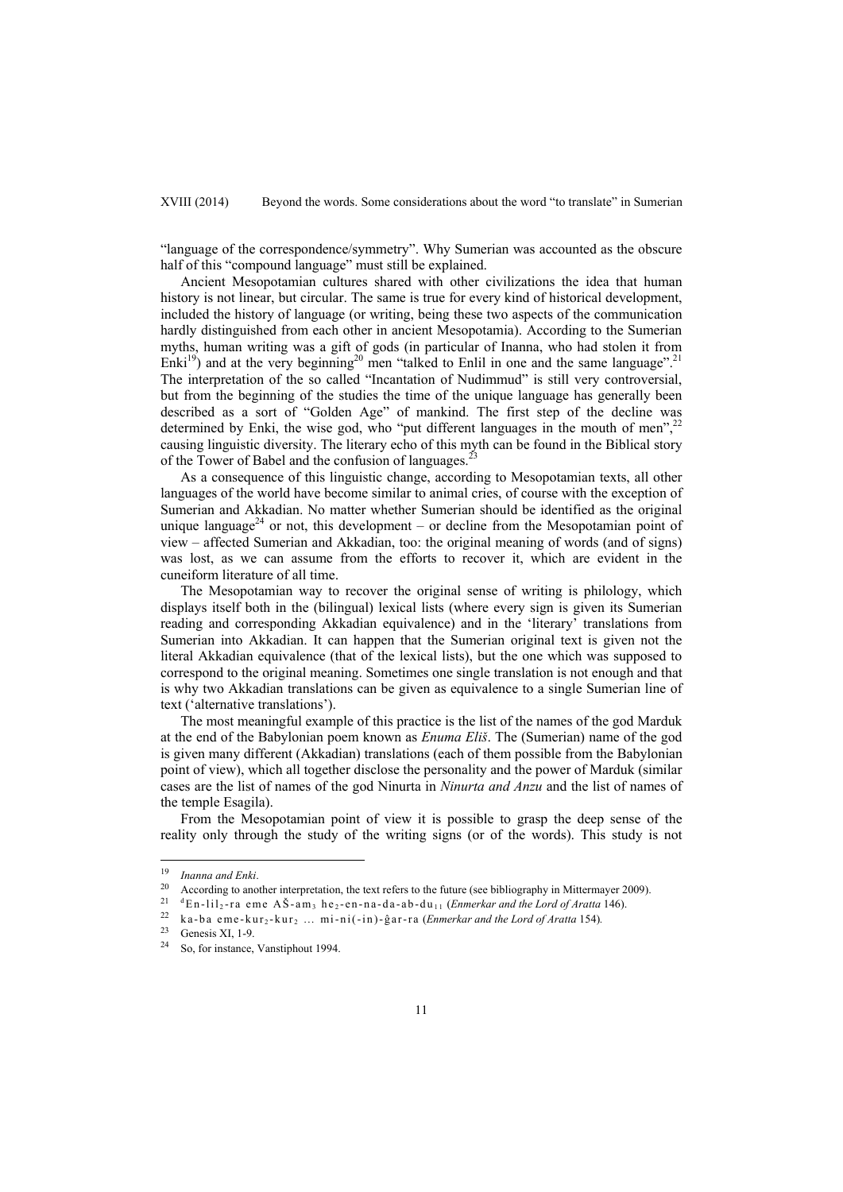"language of the correspondence/symmetry". Why Sumerian was accounted as the obscure half of this "compound language" must still be explained.

Ancient Mesopotamian cultures shared with other civilizations the idea that human history is not linear, but circular. The same is true for every kind of historical development, included the history of language (or writing, being these two aspects of the communication hardly distinguished from each other in ancient Mesopotamia). According to the Sumerian myths, human writing was a gift of gods (in particular of Inanna, who had stolen it from Enki[19]) and at the very beginning[20] men "talked to Enlil in one and the same language".[21] The interpretation of the so called "Incantation of Nudimmud" is still very controversial, but from the beginning of the studies the time of the unique language has generally been described as a sort of "Golden Age" of mankind. The first step of the decline was determined by Enki, the wise god, who "put different languages in the mouth of men",[22] causing linguistic diversity. The literary echo of this myth can be found in the Biblical story of the Tower of Babel and the confusion of languages.[23]

As a consequence of this linguistic change, according to Mesopotamian texts, all other languages of the world have become similar to animal cries, of course with the exception of Sumerian and Akkadian. No matter whether Sumerian should be identified as the original unique language[24] or not, this development – or decline from the Mesopotamian point of view – affected Sumerian and Akkadian, too: the original meaning of words (and of signs) was lost, as we can assume from the efforts to recover it, which are evident in the cuneiform literature of all time.

The Mesopotamian way to recover the original sense of writing is philology, which displays itself both in the (bilingual) lexical lists (where every sign is given its Sumerian reading and corresponding Akkadian equivalence) and in the 'literary' translations from Sumerian into Akkadian. It can happen that the Sumerian original text is given not the literal Akkadian equivalence (that of the lexical lists), but the one which was supposed to correspond to the original meaning. Sometimes one single translation is not enough and that is why two Akkadian translations can be given as equivalence to a single Sumerian line of text ('alternative translations').

The most meaningful example of this practice is the list of the names of the god Marduk at the end of the Babylonian poem known as *Enuma Eliš*. The (Sumerian) name of the god is given many different (Akkadian) translations (each of them possible from the Babylonian point of view), which all together disclose the personality and the power of Marduk (similar cases are the list of names of the god Ninurta in *Ninurta and Anzu* and the list of names of the temple Esagila).

From the Mesopotamian point of view it is possible to grasp the deep sense of the reality only through the study of the writing signs (or of the words). This study is not

---

[19] *Inanna and Enki*.

[20] According to another interpretation, the text refers to the future (see bibliography in Mittermayer 2009).

[21] ᵈEn-lil₂-ra eme AŠ-am₃ he₂-en-na-da-ab-du₁₁ (*Enmerkar and the Lord of Aratta* 146).

[22] ka-ba eme-kur₂-kur₂ … mi-ni(-in)-ĝar-ra (*Enmerkar and the Lord of Aratta* 154).

[23] Genesis XI, 1-9.

[24] So, for instance, Vanstiphout 1994.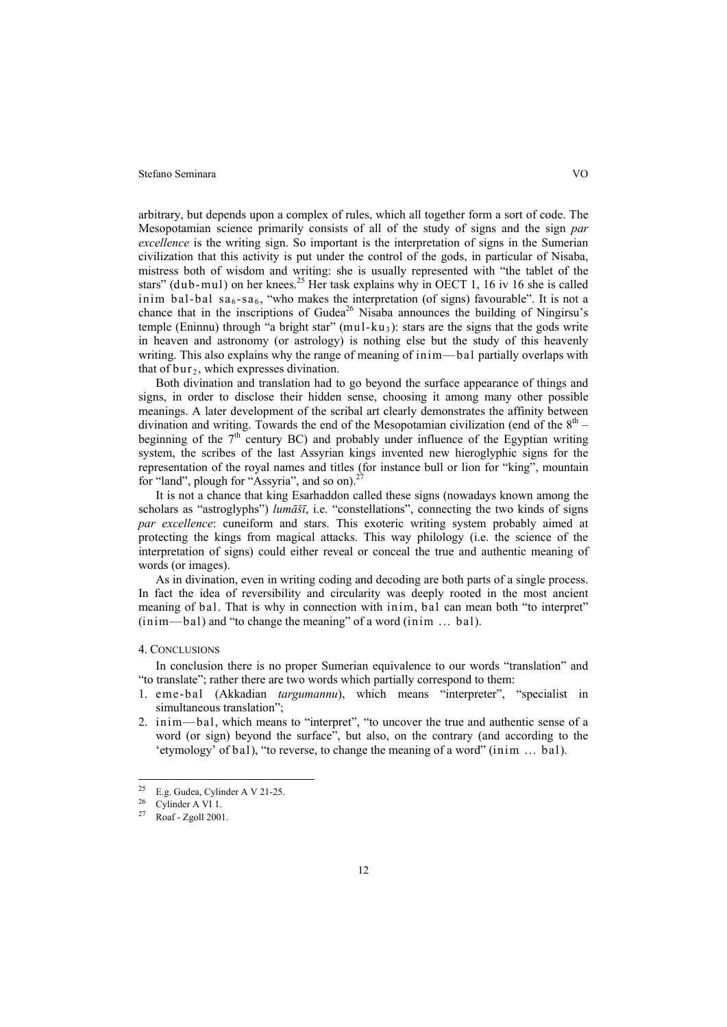arbitrary, but depends upon a complex of rules, which all together form a sort of code. The Mesopotamian science primarily consists of all of the study of signs and the sign *par excellence* is the writing sign. So important is the interpretation of signs in the Sumerian civilization that this activity is put under the control of the gods, in particular of Nisaba, mistress both of wisdom and writing: she is usually represented with "the tablet of the stars" (dub-mul) on her knees.[25] Her task explains why in OECT 1, 16 iv 16 she is called inim bal-bal $sa_6$-$sa_6$, "who makes the interpretation (of signs) favourable". It is not a chance that in the inscriptions of Gudea[26] Nisaba announces the building of Ningirsu's temple (Eninnu) through "a bright star" (mul-$ku_3$): stars are the signs that the gods write in heaven and astronomy (or astrology) is nothing else but the study of this heavenly writing. This also explains why the range of meaning of inim—bal partially overlaps with that of $bur_2$, which expresses divination.

Both divination and translation had to go beyond the surface appearance of things and signs, in order to disclose their hidden sense, choosing it among many other possible meanings. A later development of the scribal art clearly demonstrates the affinity between divination and writing. Towards the end of the Mesopotamian civilization (end of the 8th – beginning of the 7th century BC) and probably under influence of the Egyptian writing system, the scribes of the last Assyrian kings invented new hieroglyphic signs for the representation of the royal names and titles (for instance bull or lion for "king", mountain for "land", plough for "Assyria", and so on).[27]

It is not a chance that king Esarhaddon called these signs (nowadays known among the scholars as "astroglyphs") *lumāšī*, i.e. "constellations", connecting the two kinds of signs *par excellence*: cuneiform and stars. This exoteric writing system probably aimed at protecting the kings from magical attacks. This way philology (i.e. the science of the interpretation of signs) could either reveal or conceal the true and authentic meaning of words (or images).

As in divination, even in writing coding and decoding are both parts of a single process. In fact the idea of reversibility and circularity was deeply rooted in the most ancient meaning of bal. That is why in connection with inim, bal can mean both "to interpret" (inim—bal) and "to change the meaning" of a word (inim … bal).

## 4. Conclusions

In conclusion there is no proper Sumerian equivalence to our words "translation" and "to translate"; rather there are two words which partially correspond to them:

1. eme-bal (Akkadian *targumannu*), which means "interpreter", "specialist in simultaneous translation";
2. inim—bal, which means to "interpret", "to uncover the true and authentic sense of a word (or sign) beyond the surface", but also, on the contrary (and according to the 'etymology' of bal), "to reverse, to change the meaning of a word" (inim … bal).

---

[25] E.g. Gudea, Cylinder A V 21-25.

[26] Cylinder A VI 1.

[27] Roaf - Zgoll 2001.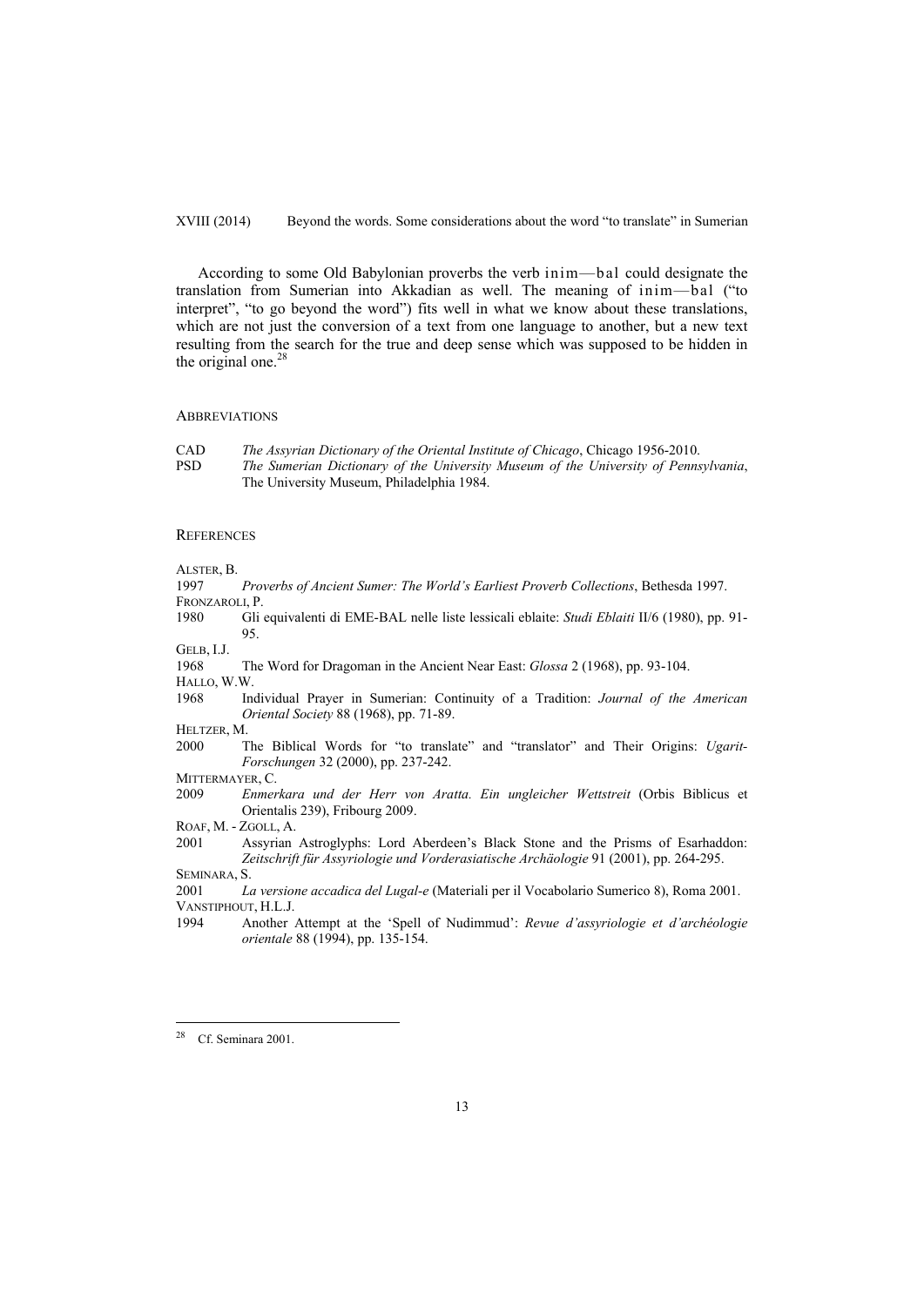According to some Old Babylonian proverbs the verb inim—bal could designate the translation from Sumerian into Akkadian as well. The meaning of inim—bal ("to interpret", "to go beyond the word") fits well in what we know about these translations, which are not just the conversion of a text from one language to another, but a new text resulting from the search for the true and deep sense which was supposed to be hidden in the original one.[28]

## ABBREVIATIONS

CAD *The Assyrian Dictionary of the Oriental Institute of Chicago*, Chicago 1956-2010.

PSD *The Sumerian Dictionary of the University Museum of the University of Pennsylvania*, The University Museum, Philadelphia 1984.

## REFERENCES

ALSTER, B.
1997 *Proverbs of Ancient Sumer: The World's Earliest Proverb Collections*, Bethesda 1997.

FRONZAROLI, P.
1980 Gli equivalenti di EME-BAL nelle liste lessicali eblaite: *Studi Eblaiti* II/6 (1980), pp. 91-95.

GELB, I.J.
1968 The Word for Dragoman in the Ancient Near East: *Glossa* 2 (1968), pp. 93-104.

HALLO, W.W.
1968 Individual Prayer in Sumerian: Continuity of a Tradition: *Journal of the American Oriental Society* 88 (1968), pp. 71-89.

HELTZER, M.
2000 The Biblical Words for "to translate" and "translator" and Their Origins: *Ugarit-Forschungen* 32 (2000), pp. 237-242.

MITTERMAYER, C.
2009 *Enmerkara und der Herr von Aratta. Ein ungleicher Wettstreit* (Orbis Biblicus et Orientalis 239), Fribourg 2009.

ROAF, M. - ZGOLL, A.
2001 Assyrian Astroglyphs: Lord Aberdeen's Black Stone and the Prisms of Esarhaddon: *Zeitschrift für Assyriologie und Vorderasiatische Archäologie* 91 (2001), pp. 264-295.

SEMINARA, S.
2001 *La versione accadica del Lugal-e* (Materiali per il Vocabolario Sumerico 8), Roma 2001.

VANSTIPHOUT, H.L.J.
1994 Another Attempt at the 'Spell of Nudimmud': *Revue d'assyriologie et d'archéologie orientale* 88 (1994), pp. 135-154.

---

[28] Cf. Seminara 2001.